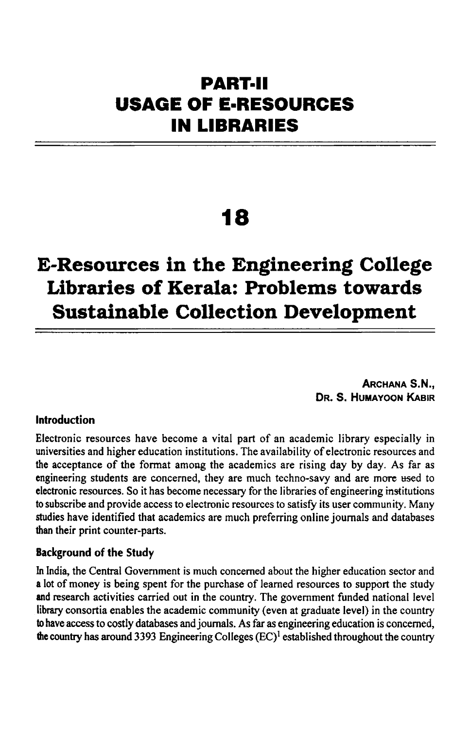# PART-II USAGE OF E-RESOURCES IN LIBRARIES

# 18

# E-Resources in the Engineering College Libraries of Kerala: Problems towards Sustainable Collection Development

**ARCHANA S.N.,**
**DR. S. HUMAYOON KABIR**

### Introduction

Electronic resources have become a vital part of an academic library especially in universities and higher education institutions. The availability of electronic resources and the acceptance of the format among the academics are rising day by day. As far as engineering students are concerned, they are much techno-savy and are more used to electronic resources. So it has become necessary for the libraries of engineering institutions to subscribe and provide access to electronic resources to satisfy its user community. Many studies have identified that academics are much preferring online journals and databases than their print counter-parts.

### Background of the Study

In India, the Central Government is much concerned about the higher education sector and a lot of money is being spent for the purchase of learned resources to support the study and research activities carried out in the country. The government funded national level library consortia enables the academic community (even at graduate level) in the country to have access to costly databases and journals. As far as engineering education is concerned, the country has around 3393 Engineering Colleges (EC)[1] established throughout the country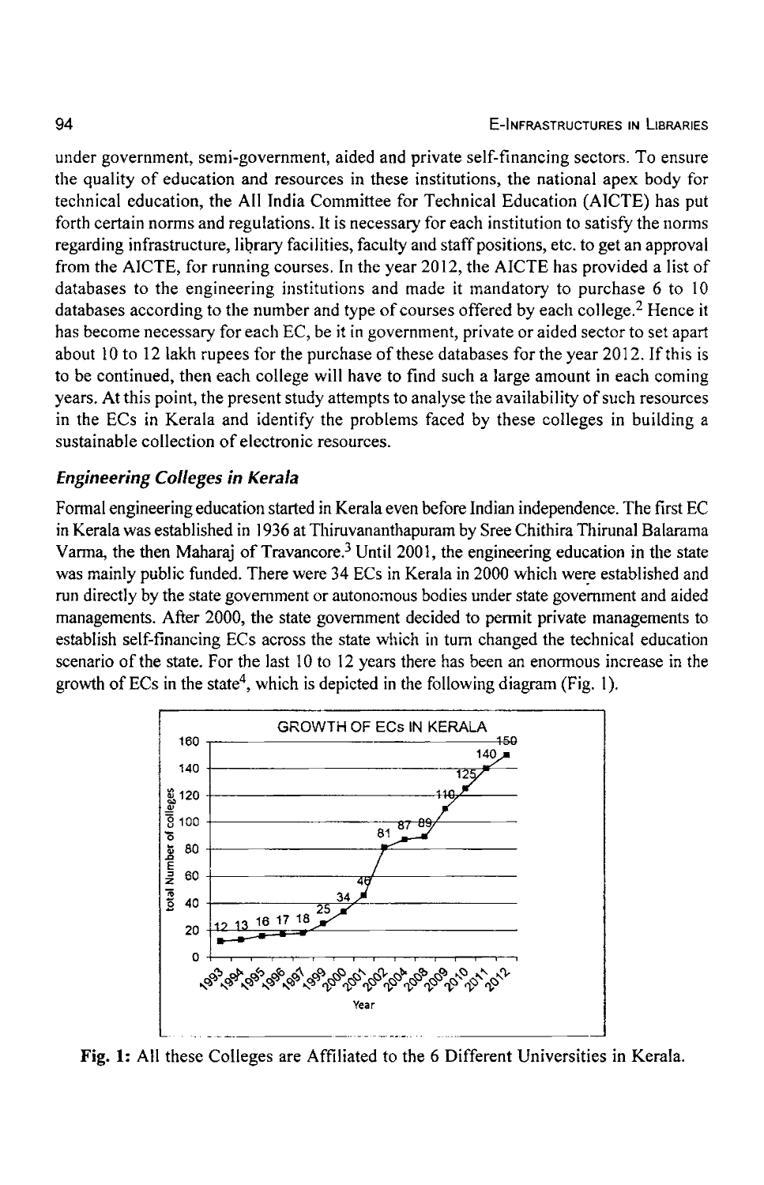under government, semi-government, aided and private self-financing sectors. To ensure the quality of education and resources in these institutions, the national apex body for technical education, the All India Committee for Technical Education (AICTE) has put forth certain norms and regulations. It is necessary for each institution to satisfy the norms regarding infrastructure, library facilities, faculty and staff positions, etc. to get an approval from the AICTE, for running courses. In the year 2012, the AICTE has provided a list of databases to the engineering institutions and made it mandatory to purchase 6 to 10 databases according to the number and type of courses offered by each college.[2] Hence it has become necessary for each EC, be it in government, private or aided sector to set apart about 10 to 12 lakh rupees for the purchase of these databases for the year 2012. If this is to be continued, then each college will have to find such a large amount in each coming years. At this point, the present study attempts to analyse the availability of such resources in the ECs in Kerala and identify the problems faced by these colleges in building a sustainable collection of electronic resources.

### *Engineering Colleges in Kerala*

Formal engineering education started in Kerala even before Indian independence. The first EC in Kerala was established in 1936 at Thiruvananthapuram by Sree Chithira Thirunal Balarama Varma, the then Maharaj of Travancore.[3] Until 2001, the engineering education in the state was mainly public funded. There were 34 ECs in Kerala in 2000 which were established and run directly by the state government or autonomous bodies under state government and aided managements. After 2000, the state government decided to permit private managements to establish self-financing ECs across the state which in turn changed the technical education scenario of the state. For the last 10 to 12 years there has been an enormous increase in the growth of ECs in the state[4], which is depicted in the following diagram (Fig. 1).

GROWTH OF ECs IN KERALA

| Year | 1993 | 1994 | 1995 | 1996 | 1997 | 1999 | 2000 | 2001 | 2002 | 2004 | 2008 | 2009 | 2010 | 2011 | 2012 |
|---|---|---|---|---|---|---|---|---|---|---|---|---|---|---|---|
| total Number of colleges | 12 | 13 | 16 | 17 | 18 | 25 | 34 | 46 | 81 | 87 | 89 | 110 | 125 | 140 | 150 |

**Fig. 1:** All these Colleges are Affiliated to the 6 Different Universities in Kerala.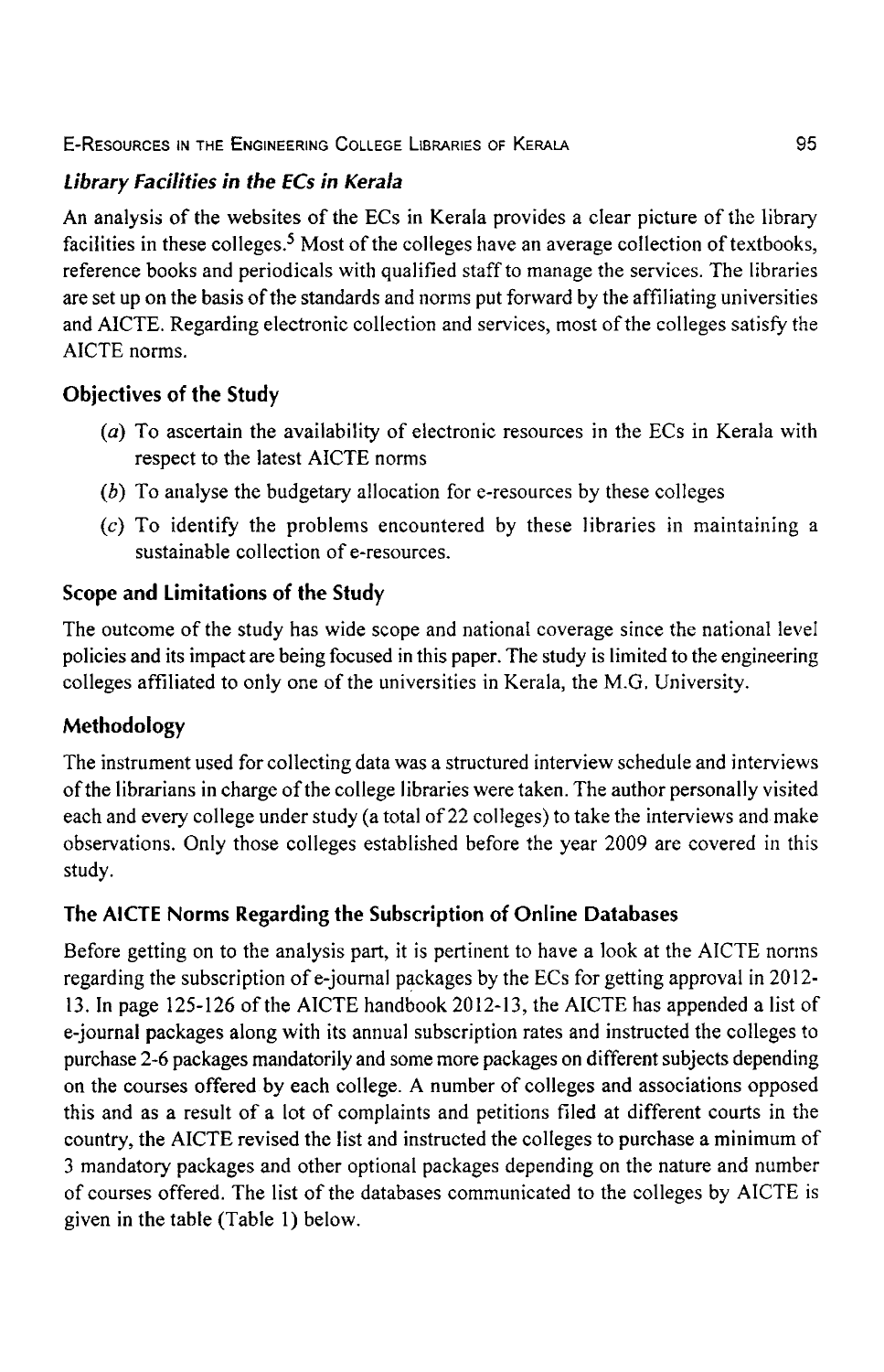### *Library Facilities in the ECs in Kerala*

An analysis of the websites of the ECs in Kerala provides a clear picture of the library facilities in these colleges.[5] Most of the colleges have an average collection of textbooks, reference books and periodicals with qualified staff to manage the services. The libraries are set up on the basis of the standards and norms put forward by the affiliating universities and AICTE. Regarding electronic collection and services, most of the colleges satisfy the AICTE norms.

## Objectives of the Study

(*a*) To ascertain the availability of electronic resources in the ECs in Kerala with respect to the latest AICTE norms

(*b*) To analyse the budgetary allocation for e-resources by these colleges

(*c*) To identify the problems encountered by these libraries in maintaining a sustainable collection of e-resources.

## Scope and Limitations of the Study

The outcome of the study has wide scope and national coverage since the national level policies and its impact are being focused in this paper. The study is limited to the engineering colleges affiliated to only one of the universities in Kerala, the M.G. University.

## Methodology

The instrument used for collecting data was a structured interview schedule and interviews of the librarians in charge of the college libraries were taken. The author personally visited each and every college under study (a total of 22 colleges) to take the interviews and make observations. Only those colleges established before the year 2009 are covered in this study.

## The AICTE Norms Regarding the Subscription of Online Databases

Before getting on to the analysis part, it is pertinent to have a look at the AICTE norms regarding the subscription of e-journal packages by the ECs for getting approval in 2012-13. In page 125-126 of the AICTE handbook 2012-13, the AICTE has appended a list of e-journal packages along with its annual subscription rates and instructed the colleges to purchase 2-6 packages mandatorily and some more packages on different subjects depending on the courses offered by each college. A number of colleges and associations opposed this and as a result of a lot of complaints and petitions filed at different courts in the country, the AICTE revised the list and instructed the colleges to purchase a minimum of 3 mandatory packages and other optional packages depending on the nature and number of courses offered. The list of the databases communicated to the colleges by AICTE is given in the table (Table 1) below.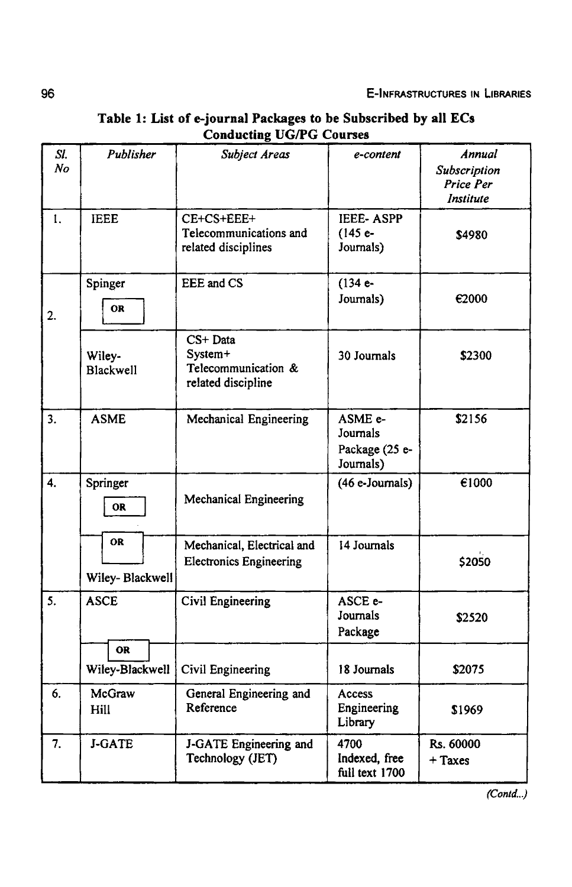**Table 1: List of e-journal Packages to be Subscribed by all ECs Conducting UG/PG Courses**

| *Sl. No* | *Publisher* | *Subject Areas* | *e-content* | *Annual Subscription Price Per Institute* |
|---|---|---|---|---|
| 1. | IEEE | CE+CS+EEE+ Telecommunications and related disciplines | IEEE- ASPP (145 e-Journals) | $4980 |
| 2. | Spinger OR | EEE and CS | (134 e-Journals) | €2000 |
| | Wiley-Blackwell | CS+ Data System+ Telecommunication & related discipline | 30 Journals | $2300 |
| 3. | ASME | Mechanical Engineering | ASME e-Journals Package (25 e-Journals) | $2156 |
| 4. | Springer OR | Mechanical Engineering | (46 e-Journals) | €1000 |
| | OR Wiley- Blackwell | Mechanical, Electrical and Electronics Engineering | 14 Journals | $2050 |
| 5. | ASCE | Civil Engineering | ASCE e-Journals Package | $2520 |
| | OR Wiley-Blackwell | Civil Engineering | 18 Journals | $2075 |
| 6. | McGraw Hill | General Engineering and Reference | Access Engineering Library | $1969 |
| 7. | J-GATE | J-GATE Engineering and Technology (JET) | 4700 Indexed, free full text 1700 | Rs. 60000 + Taxes |

*(Contd...)*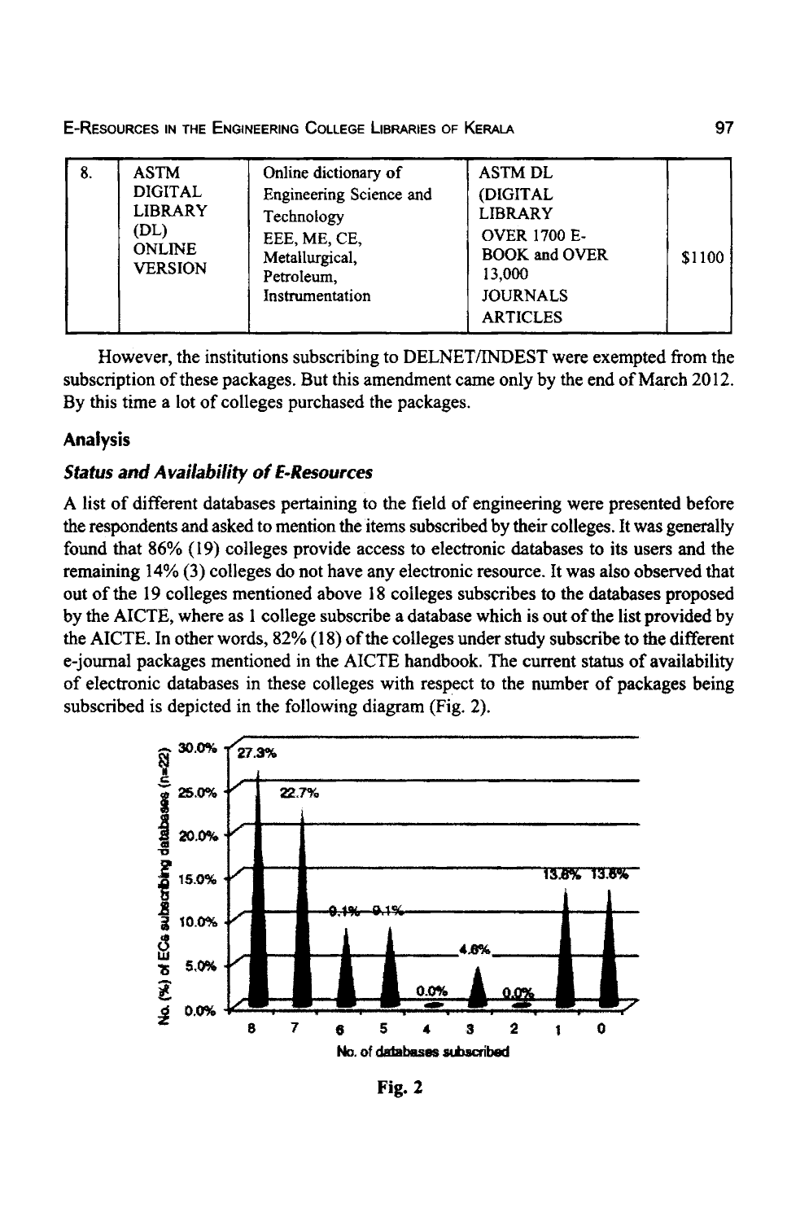| 8. | ASTM DIGITAL LIBRARY (DL) ONLINE VERSION | Online dictionary of Engineering Science and Technology EEE, ME, CE, Metallurgical, Petroleum, Instrumentation | ASTM DL (DIGITAL LIBRARY OVER 1700 E-BOOK and OVER 13,000 JOURNALS ARTICLES | $1100 |
|---|---|---|---|---|

However, the institutions subscribing to DELNET/INDEST were exempted from the subscription of these packages. But this amendment came only by the end of March 2012. By this time a lot of colleges purchased the packages.

## Analysis

### *Status and Availability of E-Resources*

A list of different databases pertaining to the field of engineering were presented before the respondents and asked to mention the items subscribed by their colleges. It was generally found that 86% (19) colleges provide access to electronic databases to its users and the remaining 14% (3) colleges do not have any electronic resource. It was also observed that out of the 19 colleges mentioned above 18 colleges subscribes to the databases proposed by the AICTE, where as 1 college subscribe a database which is out of the list provided by the AICTE. In other words, 82% (18) of the colleges under study subscribe to the different e-journal packages mentioned in the AICTE handbook. The current status of availability of electronic databases in these colleges with respect to the number of packages being subscribed is depicted in the following diagram (Fig. 2).

| No. of databases subscribed | 8 | 7 | 6 | 5 | 4 | 3 | 2 | 1 | 0 |
|---|---|---|---|---|---|---|---|---|---|
| No. (%) of ECs subscribing databases (n=22) | 27.3% | 22.7% | 9.1% | 9.1% | 0.0% | 4.6% | 0.0% | 13.6% | 13.6% |

**Fig. 2**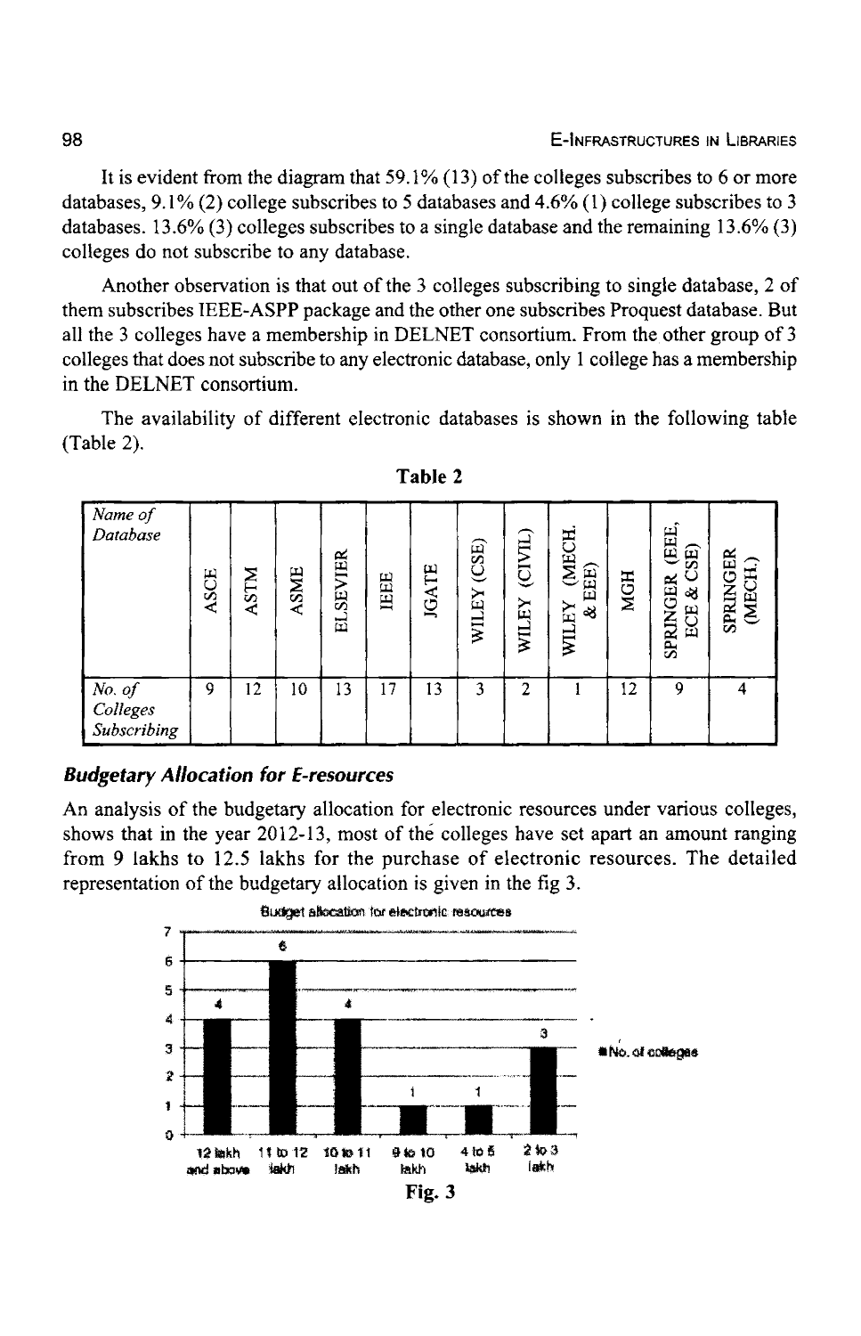It is evident from the diagram that 59.1% (13) of the colleges subscribes to 6 or more databases, 9.1% (2) college subscribes to 5 databases and 4.6% (1) college subscribes to 3 databases. 13.6% (3) colleges subscribes to a single database and the remaining 13.6% (3) colleges do not subscribe to any database.

Another observation is that out of the 3 colleges subscribing to single database, 2 of them subscribes IEEE-ASPP package and the other one subscribes Proquest database. But all the 3 colleges have a membership in DELNET consortium. From the other group of 3 colleges that does not subscribe to any electronic database, only 1 college has a membership in the DELNET consortium.

The availability of different electronic databases is shown in the following table (Table 2).

**Table 2**

| *Name of Database* | ASCE | ASTM | ASME | ELSEVIER | IEEE | JGATE | WILEY (CSE) | WILEY (CIVIL) | WILEY (MECH. & EEE) | MGH | SPRINGER (EEE, ECE & CSE) | SPRINGER (MECH.) |
|---|---|---|---|---|---|---|---|---|---|---|---|---|
| *No. of Colleges Subscribing* | 9 | 12 | 10 | 13 | 17 | 13 | 3 | 2 | 1 | 12 | 9 | 4 |

### *Budgetary Allocation for E-resources*

An analysis of the budgetary allocation for electronic resources under various colleges, shows that in the year 2012-13, most of the colleges have set apart an amount ranging from 9 lakhs to 12.5 lakhs for the purchase of electronic resources. The detailed representation of the budgetary allocation is given in the fig 3.

Budget allocation for electronic resources

| Budget | No. of colleges |
|---|---|
| 12 lakh and above | 4 |
| 11 to 12 lakh | 6 |
| 10 to 11 lakh | 4 |
| 9 to 10 lakh | 1 |
| 4 to 5 lakh | 1 |
| 2 to 3 lakh | 3 |

**Fig. 3**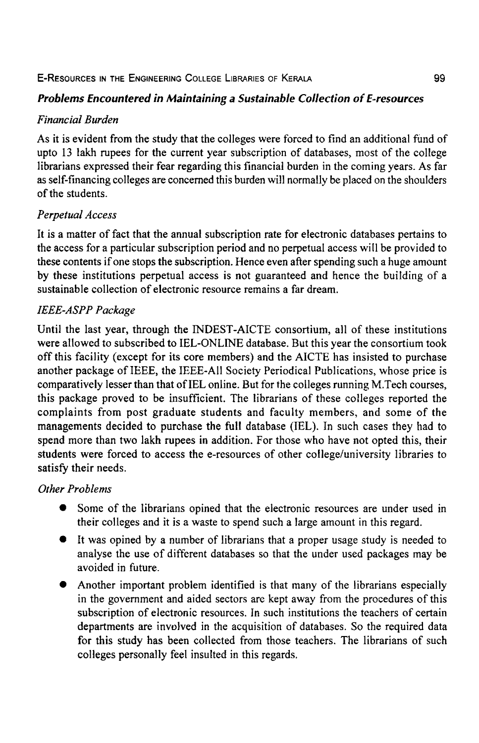### *Problems Encountered in Maintaining a Sustainable Collection of E-resources*

*Financial Burden*

As it is evident from the study that the colleges were forced to find an additional fund of upto 13 lakh rupees for the current year subscription of databases, most of the college librarians expressed their fear regarding this financial burden in the coming years. As far as self-financing colleges are concerned this burden will normally be placed on the shoulders of the students.

*Perpetual Access*

It is a matter of fact that the annual subscription rate for electronic databases pertains to the access for a particular subscription period and no perpetual access will be provided to these contents if one stops the subscription. Hence even after spending such a huge amount by these institutions perpetual access is not guaranteed and hence the building of a sustainable collection of electronic resource remains a far dream.

*IEEE-ASPP Package*

Until the last year, through the INDEST-AICTE consortium, all of these institutions were allowed to subscribed to IEL-ONLINE database. But this year the consortium took off this facility (except for its core members) and the AICTE has insisted to purchase another package of IEEE, the IEEE-All Society Periodical Publications, whose price is comparatively lesser than that of IEL online. But for the colleges running M.Tech courses, this package proved to be insufficient. The librarians of these colleges reported the complaints from post graduate students and faculty members, and some of the managements decided to purchase the full database (IEL). In such cases they had to spend more than two lakh rupees in addition. For those who have not opted this, their students were forced to access the e-resources of other college/university libraries to satisfy their needs.

*Other Problems*

- Some of the librarians opined that the electronic resources are under used in their colleges and it is a waste to spend such a large amount in this regard.
- It was opined by a number of librarians that a proper usage study is needed to analyse the use of different databases so that the under used packages may be avoided in future.
- Another important problem identified is that many of the librarians especially in the government and aided sectors are kept away from the procedures of this subscription of electronic resources. In such institutions the teachers of certain departments are involved in the acquisition of databases. So the required data for this study has been collected from those teachers. The librarians of such colleges personally feel insulted in this regards.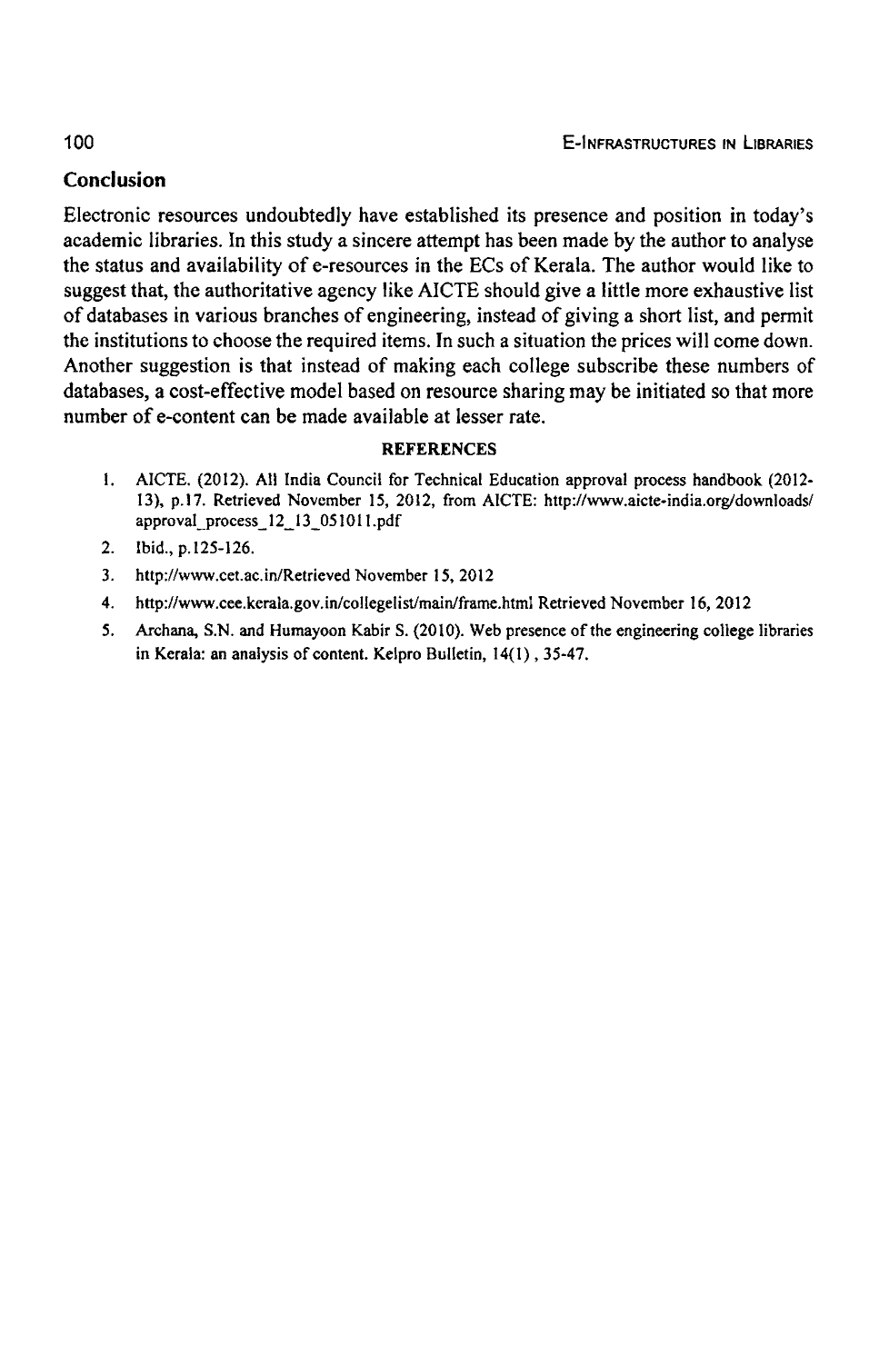## Conclusion

Electronic resources undoubtedly have established its presence and position in today's academic libraries. In this study a sincere attempt has been made by the author to analyse the status and availability of e-resources in the ECs of Kerala. The author would like to suggest that, the authoritative agency like AICTE should give a little more exhaustive list of databases in various branches of engineering, instead of giving a short list, and permit the institutions to choose the required items. In such a situation the prices will come down. Another suggestion is that instead of making each college subscribe these numbers of databases, a cost-effective model based on resource sharing may be initiated so that more number of e-content can be made available at lesser rate.

### REFERENCES

1. AICTE. (2012). All India Council for Technical Education approval process handbook (2012-13), p.17. Retrieved November 15, 2012, from AICTE: http://www.aicte-india.org/downloads/approval_process_12_13_051011.pdf
2. Ibid., p.125-126.
3. http://www.cet.ac.in/Retrieved November 15, 2012
4. http://www.cee.kerala.gov.in/collegelist/main/frame.html Retrieved November 16, 2012
5. Archana, S.N. and Humayoon Kabir S. (2010). Web presence of the engineering college libraries in Kerala: an analysis of content. Kelpro Bulletin, 14(1) , 35-47.